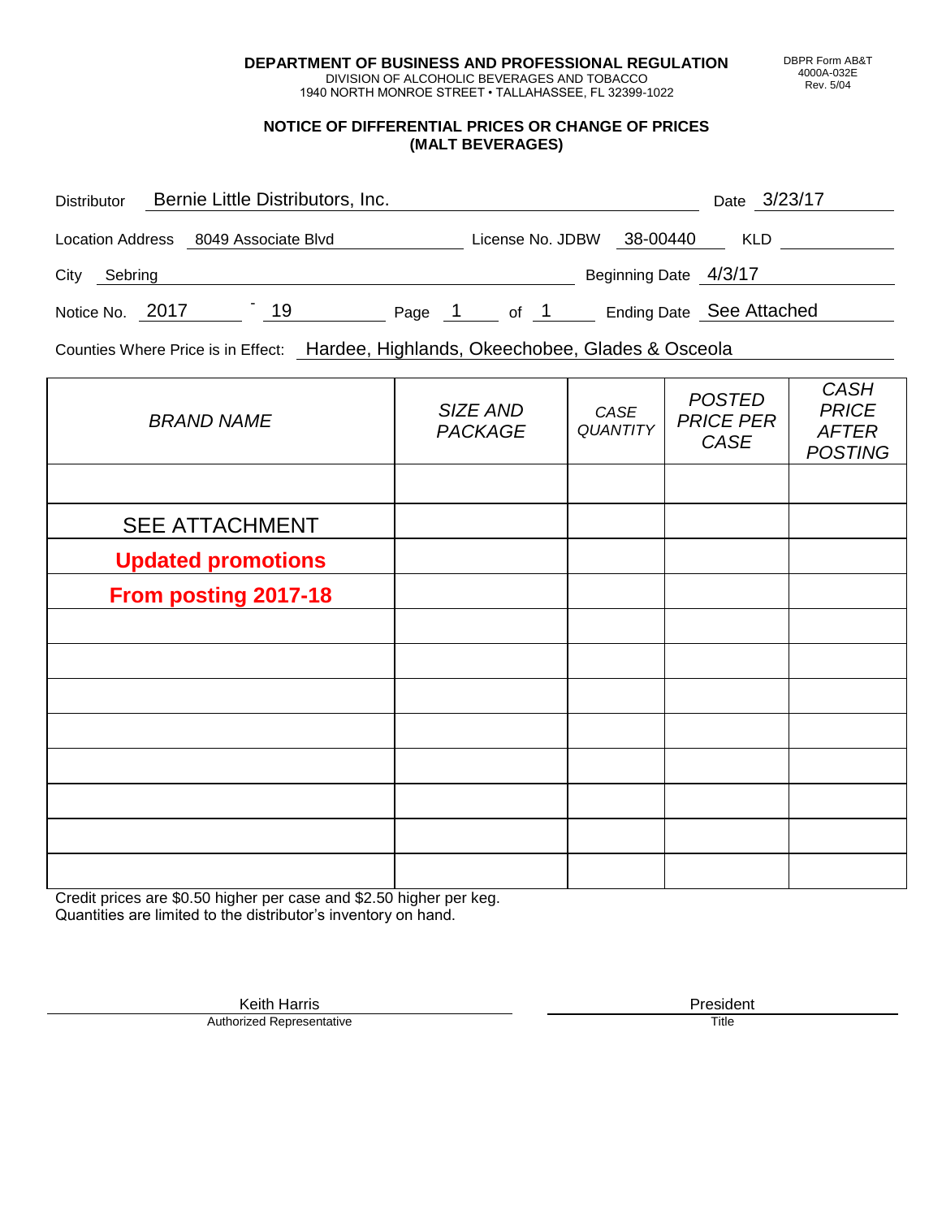**DEPARTMENT OF BUSINESS AND PROFESSIONAL REGULATION**
DIVISION OF ALCOHOLIC BEVERAGES AND TOBACCO
1940 NORTH MONROE STREET • TALLAHASSEE, FL 32399-1022

DBPR Form AB&T
4000A-032E
Rev. 5/04

## NOTICE OF DIFFERENTIAL PRICES OR CHANGE OF PRICES (MALT BEVERAGES)

Distributor: Bernie Little Distributors, Inc. Date: 3/23/17

Location Address: 8049 Associate Blvd License No. JDBW 38-00440 KLD

City: Sebring Beginning Date: 4/3/17

Notice No. 2017 - 19 Page 1 of 1 Ending Date: See Attached

Counties Where Price is in Effect: Hardee, Highlands, Okeechobee, Glades & Osceola

| *BRAND NAME* | *SIZE AND PACKAGE* | *CASE QUANTITY* | *POSTED PRICE PER CASE* | *CASH PRICE AFTER POSTING* |
|---|---|---|---|---|
| | | | | |
| SEE ATTACHMENT | | | | |
| **Updated promotions** | | | | |
| **From posting 2017-18** | | | | |
| | | | | |
| | | | | |
| | | | | |
| | | | | |
| | | | | |
| | | | | |
| | | | | |
| | | | | |

Credit prices are $0.50 higher per case and $2.50 higher per keg.
Quantities are limited to the distributor's inventory on hand.

Keith Harris
Authorized Representative

President
Title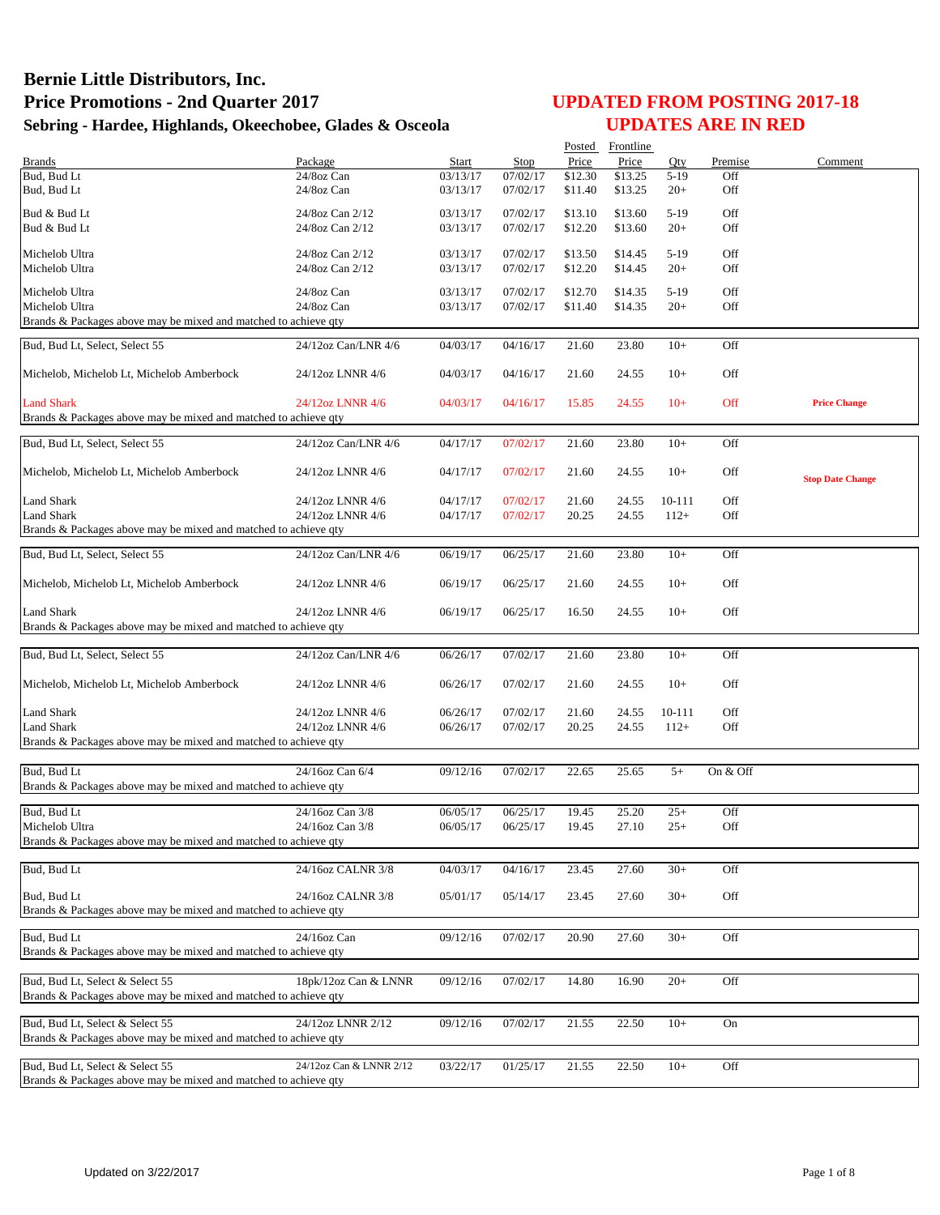# Bernie Little Distributors, Inc.
# Price Promotions - 2nd Quarter 2017
## Sebring - Hardee, Highlands, Okeechobee, Glades & Osceola

## UPDATED FROM POSTING 2017-18
## UPDATES ARE IN RED

| Brands | Package | Start | Stop | Posted Price | Frontline Price | Qty | Premise | Comment |
|---|---|---|---|---|---|---|---|---|
| Bud, Bud Lt | 24/8oz Can | 03/13/17 | 07/02/17 | $12.30 | $13.25 | 5-19 | Off | |
| Bud, Bud Lt | 24/8oz Can | 03/13/17 | 07/02/17 | $11.40 | $13.25 | 20+ | Off | |
| Bud & Bud Lt | 24/8oz Can 2/12 | 03/13/17 | 07/02/17 | $13.10 | $13.60 | 5-19 | Off | |
| Bud & Bud Lt | 24/8oz Can 2/12 | 03/13/17 | 07/02/17 | $12.20 | $13.60 | 20+ | Off | |
| Michelob Ultra | 24/8oz Can 2/12 | 03/13/17 | 07/02/17 | $13.50 | $14.45 | 5-19 | Off | |
| Michelob Ultra | 24/8oz Can 2/12 | 03/13/17 | 07/02/17 | $12.20 | $14.45 | 20+ | Off | |
| Michelob Ultra | 24/8oz Can | 03/13/17 | 07/02/17 | $12.70 | $14.35 | 5-19 | Off | |
| Michelob Ultra | 24/8oz Can | 03/13/17 | 07/02/17 | $11.40 | $14.35 | 20+ | Off | |
| Brands & Packages above may be mixed and matched to achieve qty | | | | | | | | |
| Bud, Bud Lt, Select, Select 55 | 24/12oz Can/LNR 4/6 | 04/03/17 | 04/16/17 | 21.60 | 23.80 | 10+ | Off | |
| Michelob, Michelob Lt, Michelob Amberbock | 24/12oz LNNR 4/6 | 04/03/17 | 04/16/17 | 21.60 | 24.55 | 10+ | Off | |
| Land Shark | 24/12oz LNNR 4/6 | 04/03/17 | 04/16/17 | 15.85 | 24.55 | 10+ | Off | **Price Change** |
| Brands & Packages above may be mixed and matched to achieve qty | | | | | | | | |
| Bud, Bud Lt, Select, Select 55 | 24/12oz Can/LNR 4/6 | 04/17/17 | 07/02/17 | 21.60 | 23.80 | 10+ | Off | |
| Michelob, Michelob Lt, Michelob Amberbock | 24/12oz LNNR 4/6 | 04/17/17 | 07/02/17 | 21.60 | 24.55 | 10+ | Off | **Stop Date Change** |
| Land Shark | 24/12oz LNNR 4/6 | 04/17/17 | 07/02/17 | 21.60 | 24.55 | 10-111 | Off | |
| Land Shark | 24/12oz LNNR 4/6 | 04/17/17 | 07/02/17 | 20.25 | 24.55 | 112+ | Off | |
| Brands & Packages above may be mixed and matched to achieve qty | | | | | | | | |
| Bud, Bud Lt, Select, Select 55 | 24/12oz Can/LNR 4/6 | 06/19/17 | 06/25/17 | 21.60 | 23.80 | 10+ | Off | |
| Michelob, Michelob Lt, Michelob Amberbock | 24/12oz LNNR 4/6 | 06/19/17 | 06/25/17 | 21.60 | 24.55 | 10+ | Off | |
| Land Shark | 24/12oz LNNR 4/6 | 06/19/17 | 06/25/17 | 16.50 | 24.55 | 10+ | Off | |
| Brands & Packages above may be mixed and matched to achieve qty | | | | | | | | |
| Bud, Bud Lt, Select, Select 55 | 24/12oz Can/LNR 4/6 | 06/26/17 | 07/02/17 | 21.60 | 23.80 | 10+ | Off | |
| Michelob, Michelob Lt, Michelob Amberbock | 24/12oz LNNR 4/6 | 06/26/17 | 07/02/17 | 21.60 | 24.55 | 10+ | Off | |
| Land Shark | 24/12oz LNNR 4/6 | 06/26/17 | 07/02/17 | 21.60 | 24.55 | 10-111 | Off | |
| Land Shark | 24/12oz LNNR 4/6 | 06/26/17 | 07/02/17 | 20.25 | 24.55 | 112+ | Off | |
| Brands & Packages above may be mixed and matched to achieve qty | | | | | | | | |
| Bud, Bud Lt | 24/16oz Can 6/4 | 09/12/16 | 07/02/17 | 22.65 | 25.65 | 5+ | On & Off | |
| Brands & Packages above may be mixed and matched to achieve qty | | | | | | | | |
| Bud, Bud Lt | 24/16oz Can 3/8 | 06/05/17 | 06/25/17 | 19.45 | 25.20 | 25+ | Off | |
| Michelob Ultra | 24/16oz Can 3/8 | 06/05/17 | 06/25/17 | 19.45 | 27.10 | 25+ | Off | |
| Brands & Packages above may be mixed and matched to achieve qty | | | | | | | | |
| Bud, Bud Lt | 24/16oz CALNR 3/8 | 04/03/17 | 04/16/17 | 23.45 | 27.60 | 30+ | Off | |
| Bud, Bud Lt | 24/16oz CALNR 3/8 | 05/01/17 | 05/14/17 | 23.45 | 27.60 | 30+ | Off | |
| Brands & Packages above may be mixed and matched to achieve qty | | | | | | | | |
| Bud, Bud Lt | 24/16oz Can | 09/12/16 | 07/02/17 | 20.90 | 27.60 | 30+ | Off | |
| Brands & Packages above may be mixed and matched to achieve qty | | | | | | | | |
| Bud, Bud Lt, Select & Select 55 | 18pk/12oz Can & LNNR | 09/12/16 | 07/02/17 | 14.80 | 16.90 | 20+ | Off | |
| Brands & Packages above may be mixed and matched to achieve qty | | | | | | | | |
| Bud, Bud Lt, Select & Select 55 | 24/12oz LNNR 2/12 | 09/12/16 | 07/02/17 | 21.55 | 22.50 | 10+ | On | |
| Brands & Packages above may be mixed and matched to achieve qty | | | | | | | | |
| Bud, Bud Lt, Select & Select 55 | 24/12oz Can & LNNR 2/12 | 03/22/17 | 01/25/17 | 21.55 | 22.50 | 10+ | Off | |
| Brands & Packages above may be mixed and matched to achieve qty | | | | | | | | |

Updated on 3/22/2017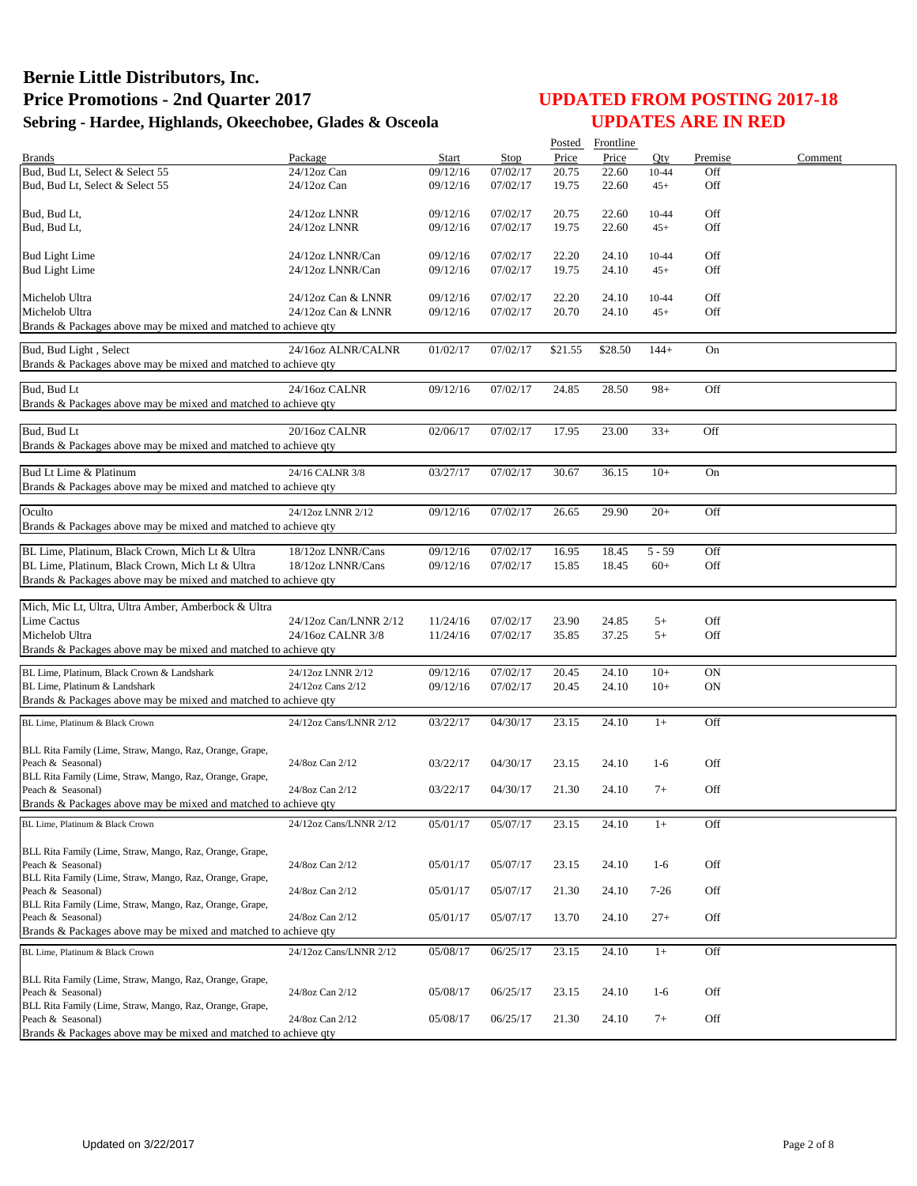# Bernie Little Distributors, Inc.
## Price Promotions - 2nd Quarter 2017
### Sebring - Hardee, Highlands, Okeechobee, Glades & Osceola

## UPDATED FROM POSTING 2017-18
## UPDATES ARE IN RED

| Brands | Package | Start | Stop | Posted Price | Frontline Price | Qty | Premise | Comment |
|---|---|---|---|---|---|---|---|---|
| Bud, Bud Lt, Select & Select 55 | 24/12oz Can | 09/12/16 | 07/02/17 | 20.75 | 22.60 | 10-44 | Off | |
| Bud, Bud Lt, Select & Select 55 | 24/12oz Can | 09/12/16 | 07/02/17 | 19.75 | 22.60 | 45+ | Off | |
| Bud, Bud Lt, | 24/12oz LNNR | 09/12/16 | 07/02/17 | 20.75 | 22.60 | 10-44 | Off | |
| Bud, Bud Lt, | 24/12oz LNNR | 09/12/16 | 07/02/17 | 19.75 | 22.60 | 45+ | Off | |
| Bud Light Lime | 24/12oz LNNR/Can | 09/12/16 | 07/02/17 | 22.20 | 24.10 | 10-44 | Off | |
| Bud Light Lime | 24/12oz LNNR/Can | 09/12/16 | 07/02/17 | 19.75 | 24.10 | 45+ | Off | |
| Michelob Ultra | 24/12oz Can & LNNR | 09/12/16 | 07/02/17 | 22.20 | 24.10 | 10-44 | Off | |
| Michelob Ultra | 24/12oz Can & LNNR | 09/12/16 | 07/02/17 | 20.70 | 24.10 | 45+ | Off | |
| Brands & Packages above may be mixed and matched to achieve qty | | | | | | | | |
| Bud, Bud Light , Select | 24/16oz ALNR/CALNR | 01/02/17 | 07/02/17 | $21.55 | $28.50 | 144+ | On | |
| Brands & Packages above may be mixed and matched to achieve qty | | | | | | | | |
| Bud, Bud Lt | 24/16oz CALNR | 09/12/16 | 07/02/17 | 24.85 | 28.50 | 98+ | Off | |
| Brands & Packages above may be mixed and matched to achieve qty | | | | | | | | |
| Bud, Bud Lt | 20/16oz CALNR | 02/06/17 | 07/02/17 | 17.95 | 23.00 | 33+ | Off | |
| Brands & Packages above may be mixed and matched to achieve qty | | | | | | | | |
| Bud Lt Lime & Platinum | 24/16 CALNR 3/8 | 03/27/17 | 07/02/17 | 30.67 | 36.15 | 10+ | On | |
| Brands & Packages above may be mixed and matched to achieve qty | | | | | | | | |
| Oculto | 24/12oz LNNR 2/12 | 09/12/16 | 07/02/17 | 26.65 | 29.90 | 20+ | Off | |
| Brands & Packages above may be mixed and matched to achieve qty | | | | | | | | |
| BL Lime, Platinum, Black Crown, Mich Lt & Ultra | 18/12oz LNNR/Cans | 09/12/16 | 07/02/17 | 16.95 | 18.45 | 5 - 59 | Off | |
| BL Lime, Platinum, Black Crown, Mich Lt & Ultra | 18/12oz LNNR/Cans | 09/12/16 | 07/02/17 | 15.85 | 18.45 | 60+ | Off | |
| Brands & Packages above may be mixed and matched to achieve qty | | | | | | | | |
| Mich, Mic Lt, Ultra, Ultra Amber, Amberbock & Ultra Lime Cactus | 24/12oz Can/LNNR 2/12 | 11/24/16 | 07/02/17 | 23.90 | 24.85 | 5+ | Off | |
| Michelob Ultra | 24/16oz CALNR 3/8 | 11/24/16 | 07/02/17 | 35.85 | 37.25 | 5+ | Off | |
| Brands & Packages above may be mixed and matched to achieve qty | | | | | | | | |
| BL Lime, Platinum, Black Crown & Landshark | 24/12oz LNNR 2/12 | 09/12/16 | 07/02/17 | 20.45 | 24.10 | 10+ | ON | |
| BL Lime, Platinum & Landshark | 24/12oz Cans 2/12 | 09/12/16 | 07/02/17 | 20.45 | 24.10 | 10+ | ON | |
| Brands & Packages above may be mixed and matched to achieve qty | | | | | | | | |
| BL Lime, Platinum & Black Crown | 24/12oz Cans/LNNR 2/12 | 03/22/17 | 04/30/17 | 23.15 | 24.10 | 1+ | Off | |
| BLL Rita Family (Lime, Straw, Mango, Raz, Orange, Grape, Peach & Seasonal) | 24/8oz Can 2/12 | 03/22/17 | 04/30/17 | 23.15 | 24.10 | 1-6 | Off | |
| BLL Rita Family (Lime, Straw, Mango, Raz, Orange, Grape, Peach & Seasonal) | 24/8oz Can 2/12 | 03/22/17 | 04/30/17 | 21.30 | 24.10 | 7+ | Off | |
| Brands & Packages above may be mixed and matched to achieve qty | | | | | | | | |
| BL Lime, Platinum & Black Crown | 24/12oz Cans/LNNR 2/12 | 05/01/17 | 05/07/17 | 23.15 | 24.10 | 1+ | Off | |
| BLL Rita Family (Lime, Straw, Mango, Raz, Orange, Grape, Peach & Seasonal) | 24/8oz Can 2/12 | 05/01/17 | 05/07/17 | 23.15 | 24.10 | 1-6 | Off | |
| BLL Rita Family (Lime, Straw, Mango, Raz, Orange, Grape, Peach & Seasonal) | 24/8oz Can 2/12 | 05/01/17 | 05/07/17 | 21.30 | 24.10 | 7-26 | Off | |
| BLL Rita Family (Lime, Straw, Mango, Raz, Orange, Grape, Peach & Seasonal) | 24/8oz Can 2/12 | 05/01/17 | 05/07/17 | 13.70 | 24.10 | 27+ | Off | |
| Brands & Packages above may be mixed and matched to achieve qty | | | | | | | | |
| BL Lime, Platinum & Black Crown | 24/12oz Cans/LNNR 2/12 | 05/08/17 | 06/25/17 | 23.15 | 24.10 | 1+ | Off | |
| BLL Rita Family (Lime, Straw, Mango, Raz, Orange, Grape, Peach & Seasonal) | 24/8oz Can 2/12 | 05/08/17 | 06/25/17 | 23.15 | 24.10 | 1-6 | Off | |
| BLL Rita Family (Lime, Straw, Mango, Raz, Orange, Grape, Peach & Seasonal) | 24/8oz Can 2/12 | 05/08/17 | 06/25/17 | 21.30 | 24.10 | 7+ | Off | |
| Brands & Packages above may be mixed and matched to achieve qty | | | | | | | | |

Updated on 3/22/2017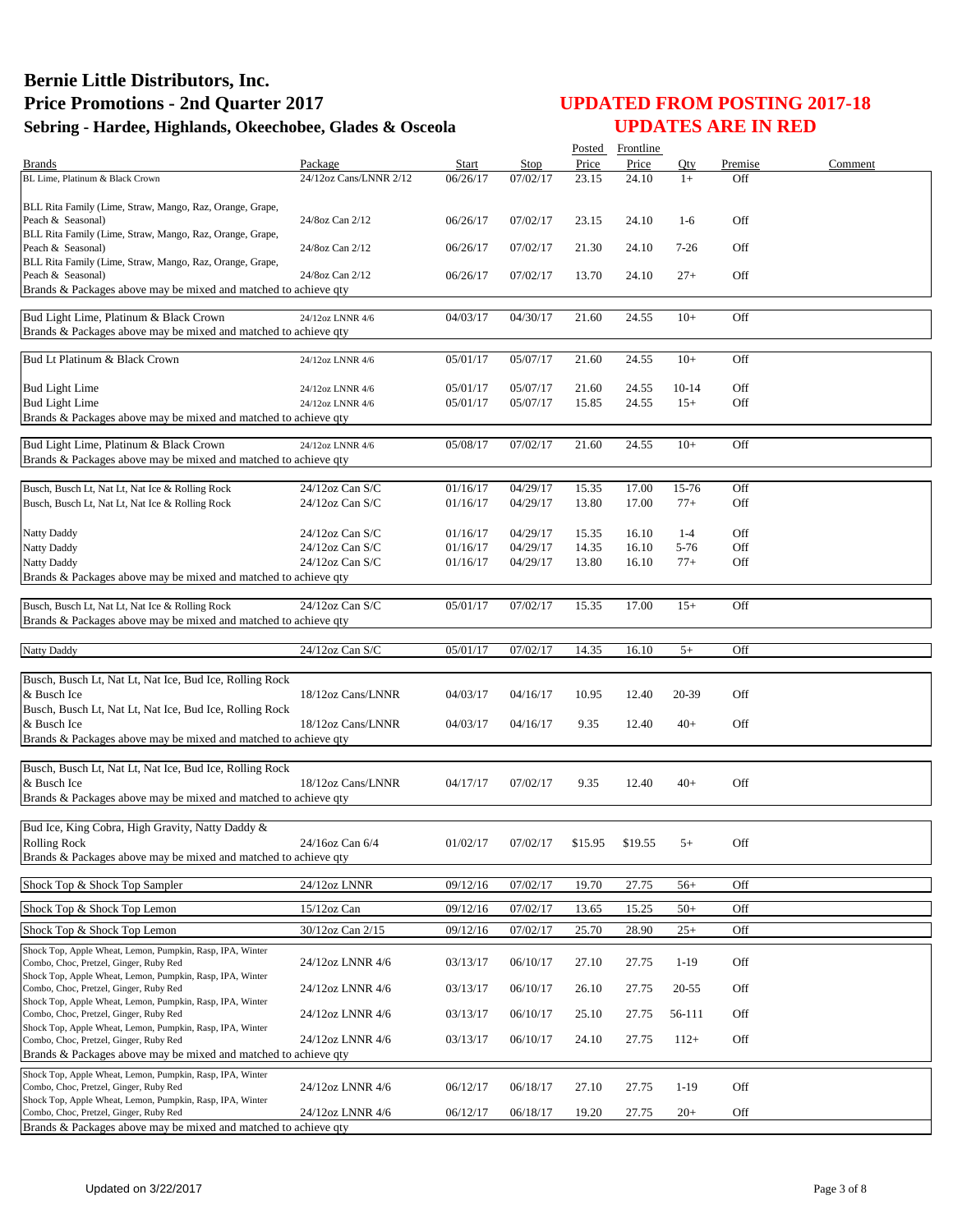# Bernie Little Distributors, Inc.
# Price Promotions - 2nd Quarter 2017
### Sebring - Hardee, Highlands, Okeechobee, Glades & Osceola

## UPDATED FROM POSTING 2017-18
## UPDATES ARE IN RED

| Brands | Package | Start | Stop | Posted Price | Frontline Price | Qty | Premise | Comment |
|---|---|---|---|---|---|---|---|---|
| BL Lime, Platinum & Black Crown | 24/12oz Cans/LNNR 2/12 | 06/26/17 | 07/02/17 | 23.15 | 24.10 | 1+ | Off | |
| BLL Rita Family (Lime, Straw, Mango, Raz, Orange, Grape, Peach & Seasonal) | 24/8oz Can 2/12 | 06/26/17 | 07/02/17 | 23.15 | 24.10 | 1-6 | Off | |
| BLL Rita Family (Lime, Straw, Mango, Raz, Orange, Grape, Peach & Seasonal) | 24/8oz Can 2/12 | 06/26/17 | 07/02/17 | 21.30 | 24.10 | 7-26 | Off | |
| BLL Rita Family (Lime, Straw, Mango, Raz, Orange, Grape, Peach & Seasonal) | 24/8oz Can 2/12 | 06/26/17 | 07/02/17 | 13.70 | 24.10 | 27+ | Off | |
| Brands & Packages above may be mixed and matched to achieve qty | | | | | | | | |
| Bud Light Lime, Platinum & Black Crown | 24/12oz LNNR 4/6 | 04/03/17 | 04/30/17 | 21.60 | 24.55 | 10+ | Off | |
| Brands & Packages above may be mixed and matched to achieve qty | | | | | | | | |
| Bud Lt Platinum & Black Crown | 24/12oz LNNR 4/6 | 05/01/17 | 05/07/17 | 21.60 | 24.55 | 10+ | Off | |
| Bud Light Lime | 24/12oz LNNR 4/6 | 05/01/17 | 05/07/17 | 21.60 | 24.55 | 10-14 | Off | |
| Bud Light Lime | 24/12oz LNNR 4/6 | 05/01/17 | 05/07/17 | 15.85 | 24.55 | 15+ | Off | |
| Brands & Packages above may be mixed and matched to achieve qty | | | | | | | | |
| Bud Light Lime, Platinum & Black Crown | 24/12oz LNNR 4/6 | 05/08/17 | 07/02/17 | 21.60 | 24.55 | 10+ | Off | |
| Brands & Packages above may be mixed and matched to achieve qty | | | | | | | | |
| Busch, Busch Lt, Nat Lt, Nat Ice & Rolling Rock | 24/12oz Can S/C | 01/16/17 | 04/29/17 | 15.35 | 17.00 | 15-76 | Off | |
| Busch, Busch Lt, Nat Lt, Nat Ice & Rolling Rock | 24/12oz Can S/C | 01/16/17 | 04/29/17 | 13.80 | 17.00 | 77+ | Off | |
| Natty Daddy | 24/12oz Can S/C | 01/16/17 | 04/29/17 | 15.35 | 16.10 | 1-4 | Off | |
| Natty Daddy | 24/12oz Can S/C | 01/16/17 | 04/29/17 | 14.35 | 16.10 | 5-76 | Off | |
| Natty Daddy | 24/12oz Can S/C | 01/16/17 | 04/29/17 | 13.80 | 16.10 | 77+ | Off | |
| Brands & Packages above may be mixed and matched to achieve qty | | | | | | | | |
| Busch, Busch Lt, Nat Lt, Nat Ice & Rolling Rock | 24/12oz Can S/C | 05/01/17 | 07/02/17 | 15.35 | 17.00 | 15+ | Off | |
| Brands & Packages above may be mixed and matched to achieve qty | | | | | | | | |
| Natty Daddy | 24/12oz Can S/C | 05/01/17 | 07/02/17 | 14.35 | 16.10 | 5+ | Off | |
| Busch, Busch Lt, Nat Lt, Nat Ice, Bud Ice, Rolling Rock & Busch Ice | 18/12oz Cans/LNNR | 04/03/17 | 04/16/17 | 10.95 | 12.40 | 20-39 | Off | |
| Busch, Busch Lt, Nat Lt, Nat Ice, Bud Ice, Rolling Rock & Busch Ice | 18/12oz Cans/LNNR | 04/03/17 | 04/16/17 | 9.35 | 12.40 | 40+ | Off | |
| Brands & Packages above may be mixed and matched to achieve qty | | | | | | | | |
| Busch, Busch Lt, Nat Lt, Nat Ice, Bud Ice, Rolling Rock & Busch Ice | 18/12oz Cans/LNNR | 04/17/17 | 07/02/17 | 9.35 | 12.40 | 40+ | Off | |
| Brands & Packages above may be mixed and matched to achieve qty | | | | | | | | |
| Bud Ice, King Cobra, High Gravity, Natty Daddy & Rolling Rock | 24/16oz Can 6/4 | 01/02/17 | 07/02/17 | $15.95 | $19.55 | 5+ | Off | |
| Brands & Packages above may be mixed and matched to achieve qty | | | | | | | | |
| Shock Top & Shock Top Sampler | 24/12oz LNNR | 09/12/16 | 07/02/17 | 19.70 | 27.75 | 56+ | Off | |
| Shock Top & Shock Top Lemon | 15/12oz Can | 09/12/16 | 07/02/17 | 13.65 | 15.25 | 50+ | Off | |
| Shock Top & Shock Top Lemon | 30/12oz Can 2/15 | 09/12/16 | 07/02/17 | 25.70 | 28.90 | 25+ | Off | |
| Shock Top, Apple Wheat, Lemon, Pumpkin, Rasp, IPA, Winter Combo, Choc, Pretzel, Ginger, Ruby Red | 24/12oz LNNR 4/6 | 03/13/17 | 06/10/17 | 27.10 | 27.75 | 1-19 | Off | |
| Shock Top, Apple Wheat, Lemon, Pumpkin, Rasp, IPA, Winter Combo, Choc, Pretzel, Ginger, Ruby Red | 24/12oz LNNR 4/6 | 03/13/17 | 06/10/17 | 26.10 | 27.75 | 20-55 | Off | |
| Shock Top, Apple Wheat, Lemon, Pumpkin, Rasp, IPA, Winter Combo, Choc, Pretzel, Ginger, Ruby Red | 24/12oz LNNR 4/6 | 03/13/17 | 06/10/17 | 25.10 | 27.75 | 56-111 | Off | |
| Shock Top, Apple Wheat, Lemon, Pumpkin, Rasp, IPA, Winter Combo, Choc, Pretzel, Ginger, Ruby Red | 24/12oz LNNR 4/6 | 03/13/17 | 06/10/17 | 24.10 | 27.75 | 112+ | Off | |
| Brands & Packages above may be mixed and matched to achieve qty | | | | | | | | |
| Shock Top, Apple Wheat, Lemon, Pumpkin, Rasp, IPA, Winter Combo, Choc, Pretzel, Ginger, Ruby Red | 24/12oz LNNR 4/6 | 06/12/17 | 06/18/17 | 27.10 | 27.75 | 1-19 | Off | |
| Shock Top, Apple Wheat, Lemon, Pumpkin, Rasp, IPA, Winter Combo, Choc, Pretzel, Ginger, Ruby Red | 24/12oz LNNR 4/6 | 06/12/17 | 06/18/17 | 19.20 | 27.75 | 20+ | Off | |
| Brands & Packages above may be mixed and matched to achieve qty | | | | | | | | |

Updated on 3/22/2017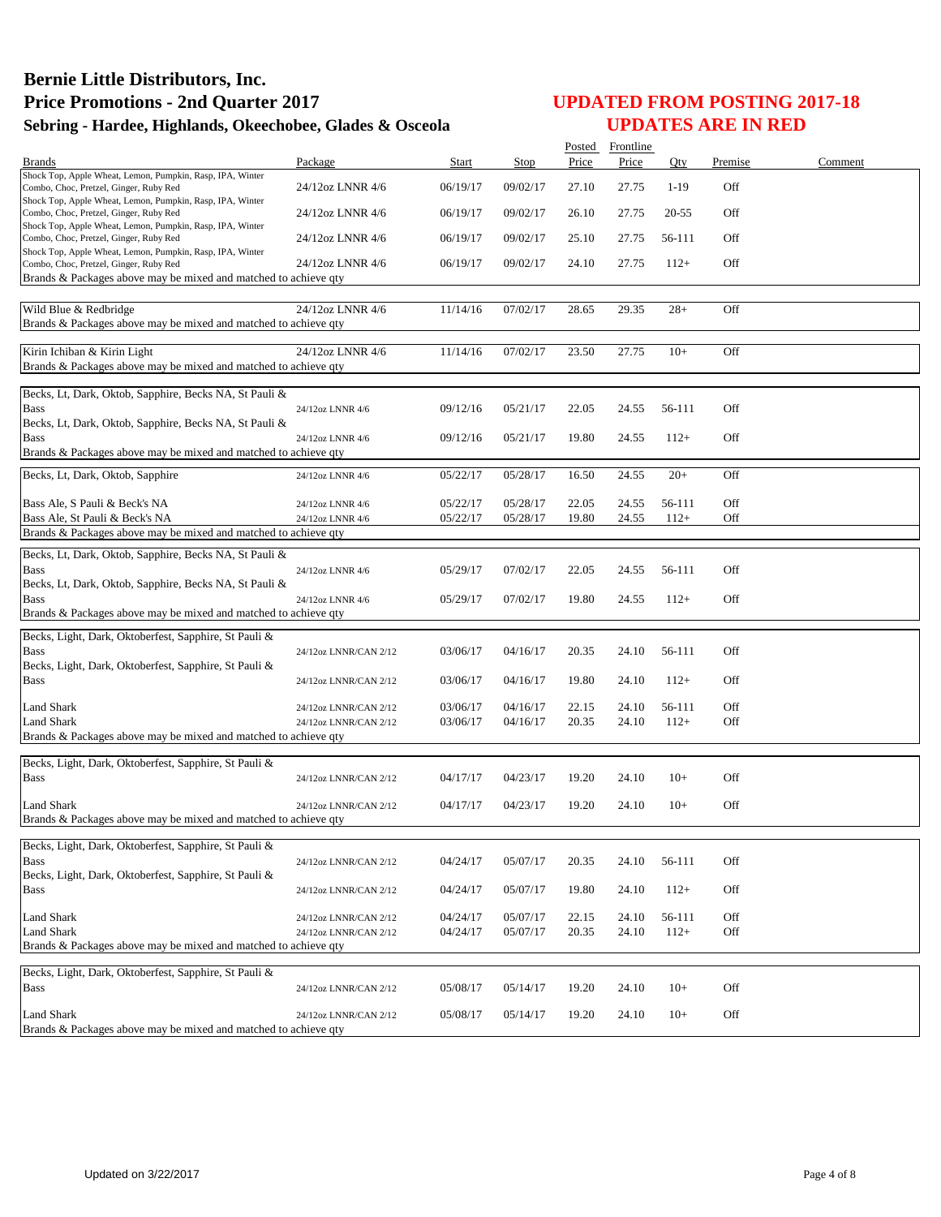# Bernie Little Distributors, Inc.
## Price Promotions - 2nd Quarter 2017
### Sebring - Hardee, Highlands, Okeechobee, Glades & Osceola

## UPDATED FROM POSTING 2017-18
## UPDATES ARE IN RED

| Brands | Package | Start | Stop | Posted Price | Frontline Price | Qty | Premise | Comment |
|---|---|---|---|---|---|---|---|---|
| Shock Top, Apple Wheat, Lemon, Pumpkin, Rasp, IPA, Winter Combo, Choc, Pretzel, Ginger, Ruby Red | 24/12oz LNNR 4/6 | 06/19/17 | 09/02/17 | 27.10 | 27.75 | 1-19 | Off | |
| Shock Top, Apple Wheat, Lemon, Pumpkin, Rasp, IPA, Winter Combo, Choc, Pretzel, Ginger, Ruby Red | 24/12oz LNNR 4/6 | 06/19/17 | 09/02/17 | 26.10 | 27.75 | 20-55 | Off | |
| Shock Top, Apple Wheat, Lemon, Pumpkin, Rasp, IPA, Winter Combo, Choc, Pretzel, Ginger, Ruby Red | 24/12oz LNNR 4/6 | 06/19/17 | 09/02/17 | 25.10 | 27.75 | 56-111 | Off | |
| Shock Top, Apple Wheat, Lemon, Pumpkin, Rasp, IPA, Winter Combo, Choc, Pretzel, Ginger, Ruby Red | 24/12oz LNNR 4/6 | 06/19/17 | 09/02/17 | 24.10 | 27.75 | 112+ | Off | |
| Brands & Packages above may be mixed and matched to achieve qty | | | | | | | | |
| Wild Blue & Redbridge | 24/12oz LNNR 4/6 | 11/14/16 | 07/02/17 | 28.65 | 29.35 | 28+ | Off | |
| Brands & Packages above may be mixed and matched to achieve qty | | | | | | | | |
| Kirin Ichiban & Kirin Light | 24/12oz LNNR 4/6 | 11/14/16 | 07/02/17 | 23.50 | 27.75 | 10+ | Off | |
| Brands & Packages above may be mixed and matched to achieve qty | | | | | | | | |
| Becks, Lt, Dark, Oktob, Sapphire, Becks NA, St Pauli & Bass | 24/12oz LNNR 4/6 | 09/12/16 | 05/21/17 | 22.05 | 24.55 | 56-111 | Off | |
| Becks, Lt, Dark, Oktob, Sapphire, Becks NA, St Pauli & Bass | 24/12oz LNNR 4/6 | 09/12/16 | 05/21/17 | 19.80 | 24.55 | 112+ | Off | |
| Brands & Packages above may be mixed and matched to achieve qty | | | | | | | | |
| Becks, Lt, Dark, Oktob, Sapphire | 24/12oz LNNR 4/6 | 05/22/17 | 05/28/17 | 16.50 | 24.55 | 20+ | Off | |
| Bass Ale, S Pauli & Beck's NA | 24/12oz LNNR 4/6 | 05/22/17 | 05/28/17 | 22.05 | 24.55 | 56-111 | Off | |
| Bass Ale, St Pauli & Beck's NA | 24/12oz LNNR 4/6 | 05/22/17 | 05/28/17 | 19.80 | 24.55 | 112+ | Off | |
| Brands & Packages above may be mixed and matched to achieve qty | | | | | | | | |
| Becks, Lt, Dark, Oktob, Sapphire, Becks NA, St Pauli & Bass | 24/12oz LNNR 4/6 | 05/29/17 | 07/02/17 | 22.05 | 24.55 | 56-111 | Off | |
| Becks, Lt, Dark, Oktob, Sapphire, Becks NA, St Pauli & Bass | 24/12oz LNNR 4/6 | 05/29/17 | 07/02/17 | 19.80 | 24.55 | 112+ | Off | |
| Brands & Packages above may be mixed and matched to achieve qty | | | | | | | | |
| Becks, Light, Dark, Oktoberfest, Sapphire, St Pauli & Bass | 24/12oz LNNR/CAN 2/12 | 03/06/17 | 04/16/17 | 20.35 | 24.10 | 56-111 | Off | |
| Becks, Light, Dark, Oktoberfest, Sapphire, St Pauli & Bass | 24/12oz LNNR/CAN 2/12 | 03/06/17 | 04/16/17 | 19.80 | 24.10 | 112+ | Off | |
| Land Shark | 24/12oz LNNR/CAN 2/12 | 03/06/17 | 04/16/17 | 22.15 | 24.10 | 56-111 | Off | |
| Land Shark | 24/12oz LNNR/CAN 2/12 | 03/06/17 | 04/16/17 | 20.35 | 24.10 | 112+ | Off | |
| Brands & Packages above may be mixed and matched to achieve qty | | | | | | | | |
| Becks, Light, Dark, Oktoberfest, Sapphire, St Pauli & Bass | 24/12oz LNNR/CAN 2/12 | 04/17/17 | 04/23/17 | 19.20 | 24.10 | 10+ | Off | |
| Land Shark | 24/12oz LNNR/CAN 2/12 | 04/17/17 | 04/23/17 | 19.20 | 24.10 | 10+ | Off | |
| Brands & Packages above may be mixed and matched to achieve qty | | | | | | | | |
| Becks, Light, Dark, Oktoberfest, Sapphire, St Pauli & Bass | 24/12oz LNNR/CAN 2/12 | 04/24/17 | 05/07/17 | 20.35 | 24.10 | 56-111 | Off | |
| Becks, Light, Dark, Oktoberfest, Sapphire, St Pauli & Bass | 24/12oz LNNR/CAN 2/12 | 04/24/17 | 05/07/17 | 19.80 | 24.10 | 112+ | Off | |
| Land Shark | 24/12oz LNNR/CAN 2/12 | 04/24/17 | 05/07/17 | 22.15 | 24.10 | 56-111 | Off | |
| Land Shark | 24/12oz LNNR/CAN 2/12 | 04/24/17 | 05/07/17 | 20.35 | 24.10 | 112+ | Off | |
| Brands & Packages above may be mixed and matched to achieve qty | | | | | | | | |
| Becks, Light, Dark, Oktoberfest, Sapphire, St Pauli & Bass | 24/12oz LNNR/CAN 2/12 | 05/08/17 | 05/14/17 | 19.20 | 24.10 | 10+ | Off | |
| Land Shark | 24/12oz LNNR/CAN 2/12 | 05/08/17 | 05/14/17 | 19.20 | 24.10 | 10+ | Off | |
| Brands & Packages above may be mixed and matched to achieve qty | | | | | | | | |

Updated on 3/22/2017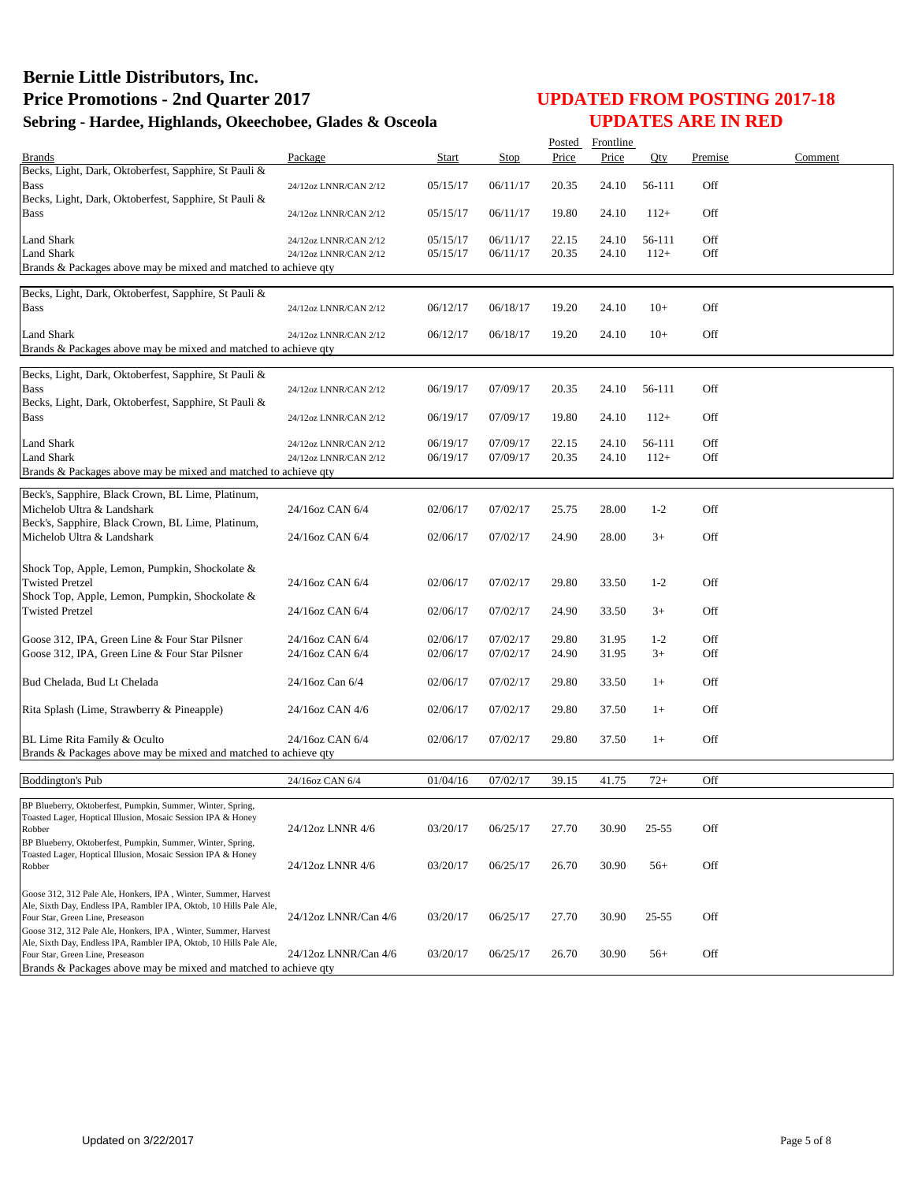# Bernie Little Distributors, Inc.
## Price Promotions - 2nd Quarter 2017
### Sebring - Hardee, Highlands, Okeechobee, Glades & Osceola

## UPDATED FROM POSTING 2017-18
## UPDATES ARE IN RED

| Brands | Package | Start | Stop | Posted Price | Frontline Price | Qty | Premise | Comment |
|---|---|---|---|---|---|---|---|---|
| Becks, Light, Dark, Oktoberfest, Sapphire, St Pauli & Bass | 24/12oz LNNR/CAN 2/12 | 05/15/17 | 06/11/17 | 20.35 | 24.10 | 56-111 | Off | |
| Becks, Light, Dark, Oktoberfest, Sapphire, St Pauli & Bass | 24/12oz LNNR/CAN 2/12 | 05/15/17 | 06/11/17 | 19.80 | 24.10 | 112+ | Off | |
| Land Shark | 24/12oz LNNR/CAN 2/12 | 05/15/17 | 06/11/17 | 22.15 | 24.10 | 56-111 | Off | |
| Land Shark | 24/12oz LNNR/CAN 2/12 | 05/15/17 | 06/11/17 | 20.35 | 24.10 | 112+ | Off | |
| Brands & Packages above may be mixed and matched to achieve qty | | | | | | | | |
| Becks, Light, Dark, Oktoberfest, Sapphire, St Pauli & Bass | 24/12oz LNNR/CAN 2/12 | 06/12/17 | 06/18/17 | 19.20 | 24.10 | 10+ | Off | |
| Land Shark | 24/12oz LNNR/CAN 2/12 | 06/12/17 | 06/18/17 | 19.20 | 24.10 | 10+ | Off | |
| Brands & Packages above may be mixed and matched to achieve qty | | | | | | | | |
| Becks, Light, Dark, Oktoberfest, Sapphire, St Pauli & Bass | 24/12oz LNNR/CAN 2/12 | 06/19/17 | 07/09/17 | 20.35 | 24.10 | 56-111 | Off | |
| Becks, Light, Dark, Oktoberfest, Sapphire, St Pauli & Bass | 24/12oz LNNR/CAN 2/12 | 06/19/17 | 07/09/17 | 19.80 | 24.10 | 112+ | Off | |
| Land Shark | 24/12oz LNNR/CAN 2/12 | 06/19/17 | 07/09/17 | 22.15 | 24.10 | 56-111 | Off | |
| Land Shark | 24/12oz LNNR/CAN 2/12 | 06/19/17 | 07/09/17 | 20.35 | 24.10 | 112+ | Off | |
| Brands & Packages above may be mixed and matched to achieve qty | | | | | | | | |
| Beck's, Sapphire, Black Crown, BL Lime, Platinum, Michelob Ultra & Landshark | 24/16oz CAN 6/4 | 02/06/17 | 07/02/17 | 25.75 | 28.00 | 1-2 | Off | |
| Beck's, Sapphire, Black Crown, BL Lime, Platinum, Michelob Ultra & Landshark | 24/16oz CAN 6/4 | 02/06/17 | 07/02/17 | 24.90 | 28.00 | 3+ | Off | |
| Shock Top, Apple, Lemon, Pumpkin, Shockolate & Twisted Pretzel | 24/16oz CAN 6/4 | 02/06/17 | 07/02/17 | 29.80 | 33.50 | 1-2 | Off | |
| Shock Top, Apple, Lemon, Pumpkin, Shockolate & Twisted Pretzel | 24/16oz CAN 6/4 | 02/06/17 | 07/02/17 | 24.90 | 33.50 | 3+ | Off | |
| Goose 312, IPA, Green Line & Four Star Pilsner | 24/16oz CAN 6/4 | 02/06/17 | 07/02/17 | 29.80 | 31.95 | 1-2 | Off | |
| Goose 312, IPA, Green Line & Four Star Pilsner | 24/16oz CAN 6/4 | 02/06/17 | 07/02/17 | 24.90 | 31.95 | 3+ | Off | |
| Bud Chelada, Bud Lt Chelada | 24/16oz Can 6/4 | 02/06/17 | 07/02/17 | 29.80 | 33.50 | 1+ | Off | |
| Rita Splash (Lime, Strawberry & Pineapple) | 24/16oz CAN 4/6 | 02/06/17 | 07/02/17 | 29.80 | 37.50 | 1+ | Off | |
| BL Lime Rita Family & Oculto | 24/16oz CAN 6/4 | 02/06/17 | 07/02/17 | 29.80 | 37.50 | 1+ | Off | |
| Brands & Packages above may be mixed and matched to achieve qty | | | | | | | | |
| Boddington's Pub | 24/16oz CAN 6/4 | 01/04/16 | 07/02/17 | 39.15 | 41.75 | 72+ | Off | |
| BP Blueberry, Oktoberfest, Pumpkin, Summer, Winter, Spring, Toasted Lager, Hoptical Illusion, Mosaic Session IPA & Honey Robber | 24/12oz LNNR 4/6 | 03/20/17 | 06/25/17 | 27.70 | 30.90 | 25-55 | Off | |
| BP Blueberry, Oktoberfest, Pumpkin, Summer, Winter, Spring, Toasted Lager, Hoptical Illusion, Mosaic Session IPA & Honey Robber | 24/12oz LNNR 4/6 | 03/20/17 | 06/25/17 | 26.70 | 30.90 | 56+ | Off | |
| Goose 312, 312 Pale Ale, Honkers, IPA , Winter, Summer, Harvest Ale, Sixth Day, Endless IPA, Rambler IPA, Oktob, 10 Hills Pale Ale, Four Star, Green Line, Preseason | 24/12oz LNNR/Can 4/6 | 03/20/17 | 06/25/17 | 27.70 | 30.90 | 25-55 | Off | |
| Goose 312, 312 Pale Ale, Honkers, IPA , Winter, Summer, Harvest Ale, Sixth Day, Endless IPA, Rambler IPA, Oktob, 10 Hills Pale Ale, Four Star, Green Line, Preseason | 24/12oz LNNR/Can 4/6 | 03/20/17 | 06/25/17 | 26.70 | 30.90 | 56+ | Off | |
| Brands & Packages above may be mixed and matched to achieve qty | | | | | | | | |

Updated on 3/22/2017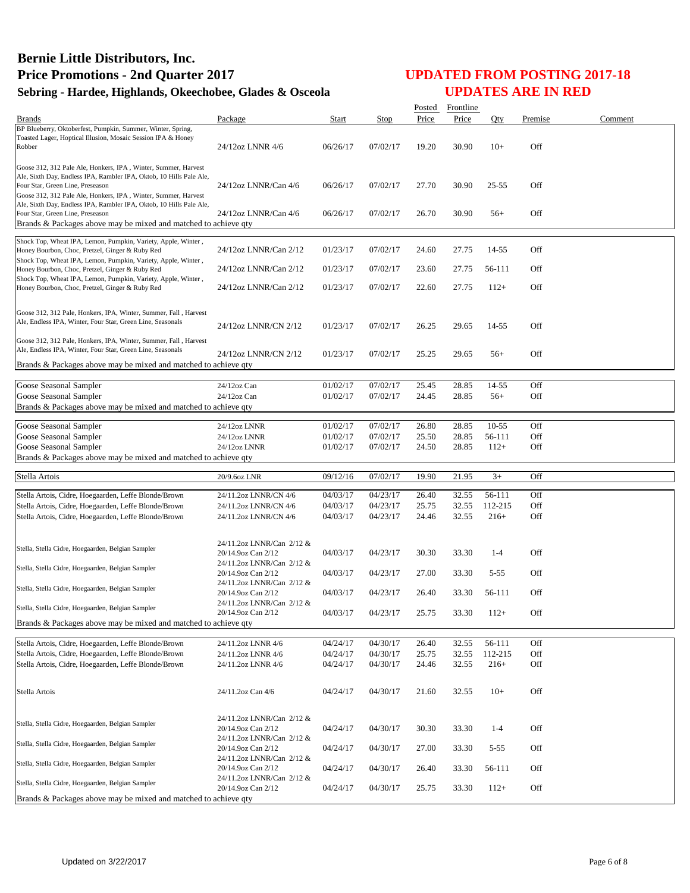# Bernie Little Distributors, Inc.
# Price Promotions - 2nd Quarter 2017
## Sebring - Hardee, Highlands, Okeechobee, Glades & Osceola

## UPDATED FROM POSTING 2017-18
## UPDATES ARE IN RED

| Brands | Package | Start | Stop | Posted Price | Frontline Price | Qty | Premise | Comment |
|---|---|---|---|---|---|---|---|---|
| BP Blueberry, Oktoberfest, Pumpkin, Summer, Winter, Spring, Toasted Lager, Hoptical Illusion, Mosaic Session IPA & Honey Robber | 24/12oz LNNR 4/6 | 06/26/17 | 07/02/17 | 19.20 | 30.90 | 10+ | Off | |
| Goose 312, 312 Pale Ale, Honkers, IPA , Winter, Summer, Harvest Ale, Sixth Day, Endless IPA, Rambler IPA, Oktob, 10 Hills Pale Ale, Four Star, Green Line, Preseason | 24/12oz LNNR/Can 4/6 | 06/26/17 | 07/02/17 | 27.70 | 30.90 | 25-55 | Off | |
| Goose 312, 312 Pale Ale, Honkers, IPA , Winter, Summer, Harvest Ale, Sixth Day, Endless IPA, Rambler IPA, Oktob, 10 Hills Pale Ale, Four Star, Green Line, Preseason | 24/12oz LNNR/Can 4/6 | 06/26/17 | 07/02/17 | 26.70 | 30.90 | 56+ | Off | |
| Brands & Packages above may be mixed and matched to achieve qty | | | | | | | | |
| Shock Top, Wheat IPA, Lemon, Pumpkin, Variety, Apple, Winter , Honey Bourbon, Choc, Pretzel, Ginger & Ruby Red | 24/12oz LNNR/Can 2/12 | 01/23/17 | 07/02/17 | 24.60 | 27.75 | 14-55 | Off | |
| Shock Top, Wheat IPA, Lemon, Pumpkin, Variety, Apple, Winter , Honey Bourbon, Choc, Pretzel, Ginger & Ruby Red | 24/12oz LNNR/Can 2/12 | 01/23/17 | 07/02/17 | 23.60 | 27.75 | 56-111 | Off | |
| Shock Top, Wheat IPA, Lemon, Pumpkin, Variety, Apple, Winter , Honey Bourbon, Choc, Pretzel, Ginger & Ruby Red | 24/12oz LNNR/Can 2/12 | 01/23/17 | 07/02/17 | 22.60 | 27.75 | 112+ | Off | |
| Goose 312, 312 Pale, Honkers, IPA, Winter, Summer, Fall , Harvest Ale, Endless IPA, Winter, Four Star, Green Line, Seasonals | 24/12oz LNNR/CN 2/12 | 01/23/17 | 07/02/17 | 26.25 | 29.65 | 14-55 | Off | |
| Goose 312, 312 Pale, Honkers, IPA, Winter, Summer, Fall , Harvest Ale, Endless IPA, Winter, Four Star, Green Line, Seasonals | 24/12oz LNNR/CN 2/12 | 01/23/17 | 07/02/17 | 25.25 | 29.65 | 56+ | Off | |
| Brands & Packages above may be mixed and matched to achieve qty | | | | | | | | |
| Goose Seasonal Sampler | 24/12oz Can | 01/02/17 | 07/02/17 | 25.45 | 28.85 | 14-55 | Off | |
| Goose Seasonal Sampler | 24/12oz Can | 01/02/17 | 07/02/17 | 24.45 | 28.85 | 56+ | Off | |
| Brands & Packages above may be mixed and matched to achieve qty | | | | | | | | |
| Goose Seasonal Sampler | 24/12oz LNNR | 01/02/17 | 07/02/17 | 26.80 | 28.85 | 10-55 | Off | |
| Goose Seasonal Sampler | 24/12oz LNNR | 01/02/17 | 07/02/17 | 25.50 | 28.85 | 56-111 | Off | |
| Goose Seasonal Sampler | 24/12oz LNNR | 01/02/17 | 07/02/17 | 24.50 | 28.85 | 112+ | Off | |
| Brands & Packages above may be mixed and matched to achieve qty | | | | | | | | |
| Stella Artois | 20/9.6oz LNR | 09/12/16 | 07/02/17 | 19.90 | 21.95 | 3+ | Off | |
| Stella Artois, Cidre, Hoegaarden, Leffe Blonde/Brown | 24/11.2oz LNNR/CN 4/6 | 04/03/17 | 04/23/17 | 26.40 | 32.55 | 56-111 | Off | |
| Stella Artois, Cidre, Hoegaarden, Leffe Blonde/Brown | 24/11.2oz LNNR/CN 4/6 | 04/03/17 | 04/23/17 | 25.75 | 32.55 | 112-215 | Off | |
| Stella Artois, Cidre, Hoegaarden, Leffe Blonde/Brown | 24/11.2oz LNNR/CN 4/6 | 04/03/17 | 04/23/17 | 24.46 | 32.55 | 216+ | Off | |
| Stella, Stella Cidre, Hoegaarden, Belgian Sampler | 24/11.2oz LNNR/Can 2/12 & 20/14.9oz Can 2/12 | 04/03/17 | 04/23/17 | 30.30 | 33.30 | 1-4 | Off | |
| Stella, Stella Cidre, Hoegaarden, Belgian Sampler | 24/11.2oz LNNR/Can 2/12 & 20/14.9oz Can 2/12 | 04/03/17 | 04/23/17 | 27.00 | 33.30 | 5-55 | Off | |
| Stella, Stella Cidre, Hoegaarden, Belgian Sampler | 24/11.2oz LNNR/Can 2/12 & 20/14.9oz Can 2/12 | 04/03/17 | 04/23/17 | 26.40 | 33.30 | 56-111 | Off | |
| Stella, Stella Cidre, Hoegaarden, Belgian Sampler | 24/11.2oz LNNR/Can 2/12 & 20/14.9oz Can 2/12 | 04/03/17 | 04/23/17 | 25.75 | 33.30 | 112+ | Off | |
| Brands & Packages above may be mixed and matched to achieve qty | | | | | | | | |
| Stella Artois, Cidre, Hoegaarden, Leffe Blonde/Brown | 24/11.2oz LNNR 4/6 | 04/24/17 | 04/30/17 | 26.40 | 32.55 | 56-111 | Off | |
| Stella Artois, Cidre, Hoegaarden, Leffe Blonde/Brown | 24/11.2oz LNNR 4/6 | 04/24/17 | 04/30/17 | 25.75 | 32.55 | 112-215 | Off | |
| Stella Artois, Cidre, Hoegaarden, Leffe Blonde/Brown | 24/11.2oz LNNR 4/6 | 04/24/17 | 04/30/17 | 24.46 | 32.55 | 216+ | Off | |
| Stella Artois | 24/11.2oz Can 4/6 | 04/24/17 | 04/30/17 | 21.60 | 32.55 | 10+ | Off | |
| Stella, Stella Cidre, Hoegaarden, Belgian Sampler | 24/11.2oz LNNR/Can 2/12 & 20/14.9oz Can 2/12 | 04/24/17 | 04/30/17 | 30.30 | 33.30 | 1-4 | Off | |
| Stella, Stella Cidre, Hoegaarden, Belgian Sampler | 24/11.2oz LNNR/Can 2/12 & 20/14.9oz Can 2/12 | 04/24/17 | 04/30/17 | 27.00 | 33.30 | 5-55 | Off | |
| Stella, Stella Cidre, Hoegaarden, Belgian Sampler | 24/11.2oz LNNR/Can 2/12 & 20/14.9oz Can 2/12 | 04/24/17 | 04/30/17 | 26.40 | 33.30 | 56-111 | Off | |
| Stella, Stella Cidre, Hoegaarden, Belgian Sampler | 24/11.2oz LNNR/Can 2/12 & 20/14.9oz Can 2/12 | 04/24/17 | 04/30/17 | 25.75 | 33.30 | 112+ | Off | |
| Brands & Packages above may be mixed and matched to achieve qty | | | | | | | | |

Updated on 3/22/2017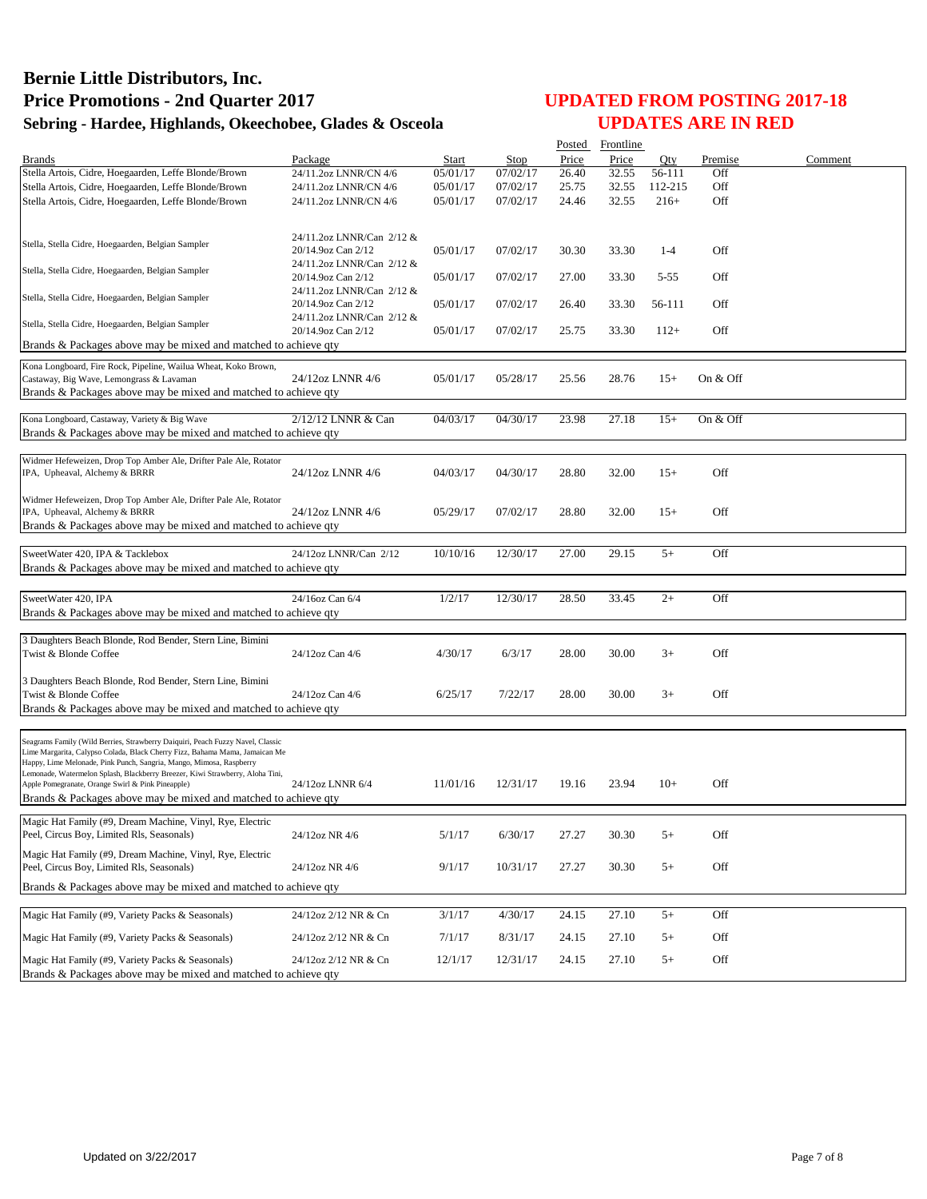# Bernie Little Distributors, Inc.
# Price Promotions - 2nd Quarter 2017
## Sebring - Hardee, Highlands, Okeechobee, Glades & Osceola

## UPDATED FROM POSTING 2017-18
## UPDATES ARE IN RED

| Brands | Package | Start | Stop | Posted Price | Frontline Price | Qty | Premise | Comment |
|---|---|---|---|---|---|---|---|---|
| Stella Artois, Cidre, Hoegaarden, Leffe Blonde/Brown | 24/11.2oz LNNR/CN 4/6 | 05/01/17 | 07/02/17 | 26.40 | 32.55 | 56-111 | Off | |
| Stella Artois, Cidre, Hoegaarden, Leffe Blonde/Brown | 24/11.2oz LNNR/CN 4/6 | 05/01/17 | 07/02/17 | 25.75 | 32.55 | 112-215 | Off | |
| Stella Artois, Cidre, Hoegaarden, Leffe Blonde/Brown | 24/11.2oz LNNR/CN 4/6 | 05/01/17 | 07/02/17 | 24.46 | 32.55 | 216+ | Off | |
| Stella, Stella Cidre, Hoegaarden, Belgian Sampler | 24/11.2oz LNNR/Can 2/12 & 20/14.9oz Can 2/12 | 05/01/17 | 07/02/17 | 30.30 | 33.30 | 1-4 | Off | |
| Stella, Stella Cidre, Hoegaarden, Belgian Sampler | 24/11.2oz LNNR/Can 2/12 & 20/14.9oz Can 2/12 | 05/01/17 | 07/02/17 | 27.00 | 33.30 | 5-55 | Off | |
| Stella, Stella Cidre, Hoegaarden, Belgian Sampler | 24/11.2oz LNNR/Can 2/12 & 20/14.9oz Can 2/12 | 05/01/17 | 07/02/17 | 26.40 | 33.30 | 56-111 | Off | |
| Stella, Stella Cidre, Hoegaarden, Belgian Sampler | 24/11.2oz LNNR/Can 2/12 & 20/14.9oz Can 2/12 | 05/01/17 | 07/02/17 | 25.75 | 33.30 | 112+ | Off | |
| Brands & Packages above may be mixed and matched to achieve qty | | | | | | | | |
| Kona Longboard, Fire Rock, Pipeline, Wailua Wheat, Koko Brown, Castaway, Big Wave, Lemongrass & Lavaman | 24/12oz LNNR 4/6 | 05/01/17 | 05/28/17 | 25.56 | 28.76 | 15+ | On & Off | |
| Brands & Packages above may be mixed and matched to achieve qty | | | | | | | | |
| Kona Longboard, Castaway, Variety & Big Wave | 2/12/12 LNNR & Can | 04/03/17 | 04/30/17 | 23.98 | 27.18 | 15+ | On & Off | |
| Brands & Packages above may be mixed and matched to achieve qty | | | | | | | | |
| Widmer Hefeweizen, Drop Top Amber Ale, Drifter Pale Ale, Rotator IPA, Upheaval, Alchemy & BRRR | 24/12oz LNNR 4/6 | 04/03/17 | 04/30/17 | 28.80 | 32.00 | 15+ | Off | |
| Widmer Hefeweizen, Drop Top Amber Ale, Drifter Pale Ale, Rotator IPA, Upheaval, Alchemy & BRRR | 24/12oz LNNR 4/6 | 05/29/17 | 07/02/17 | 28.80 | 32.00 | 15+ | Off | |
| Brands & Packages above may be mixed and matched to achieve qty | | | | | | | | |
| SweetWater 420, IPA & Tacklebox | 24/12oz LNNR/Can 2/12 | 10/10/16 | 12/30/17 | 27.00 | 29.15 | 5+ | Off | |
| Brands & Packages above may be mixed and matched to achieve qty | | | | | | | | |
| SweetWater 420, IPA | 24/16oz Can 6/4 | 1/2/17 | 12/30/17 | 28.50 | 33.45 | 2+ | Off | |
| Brands & Packages above may be mixed and matched to achieve qty | | | | | | | | |
| 3 Daughters Beach Blonde, Rod Bender, Stern Line, Bimini Twist & Blonde Coffee | 24/12oz Can 4/6 | 4/30/17 | 6/3/17 | 28.00 | 30.00 | 3+ | Off | |
| 3 Daughters Beach Blonde, Rod Bender, Stern Line, Bimini Twist & Blonde Coffee | 24/12oz Can 4/6 | 6/25/17 | 7/22/17 | 28.00 | 30.00 | 3+ | Off | |
| Brands & Packages above may be mixed and matched to achieve qty | | | | | | | | |
| Seagrams Family (Wild Berries, Strawberry Daiquiri, Peach Fuzzy Navel, Classic Lime Margarita, Calypso Colada, Black Cherry Fizz, Bahama Mama, Jamaican Me Happy, Lime Melonade, Pink Punch, Sangria, Mango, Mimosa, Raspberry Lemonade, Watermelon Splash, Blackberry Breezer, Kiwi Strawberry, Aloha Tini, Apple Pomegranate, Orange Swirl & Pink Pineapple) | 24/12oz LNNR 6/4 | 11/01/16 | 12/31/17 | 19.16 | 23.94 | 10+ | Off | |
| Brands & Packages above may be mixed and matched to achieve qty | | | | | | | | |
| Magic Hat Family (#9, Dream Machine, Vinyl, Rye, Electric Peel, Circus Boy, Limited Rls, Seasonals) | 24/12oz NR 4/6 | 5/1/17 | 6/30/17 | 27.27 | 30.30 | 5+ | Off | |
| Magic Hat Family (#9, Dream Machine, Vinyl, Rye, Electric Peel, Circus Boy, Limited Rls, Seasonals) | 24/12oz NR 4/6 | 9/1/17 | 10/31/17 | 27.27 | 30.30 | 5+ | Off | |
| Brands & Packages above may be mixed and matched to achieve qty | | | | | | | | |
| Magic Hat Family (#9, Variety Packs & Seasonals) | 24/12oz 2/12 NR & Cn | 3/1/17 | 4/30/17 | 24.15 | 27.10 | 5+ | Off | |
| Magic Hat Family (#9, Variety Packs & Seasonals) | 24/12oz 2/12 NR & Cn | 7/1/17 | 8/31/17 | 24.15 | 27.10 | 5+ | Off | |
| Magic Hat Family (#9, Variety Packs & Seasonals) | 24/12oz 2/12 NR & Cn | 12/1/17 | 12/31/17 | 24.15 | 27.10 | 5+ | Off | |
| Brands & Packages above may be mixed and matched to achieve qty | | | | | | | | |

Updated on 3/22/2017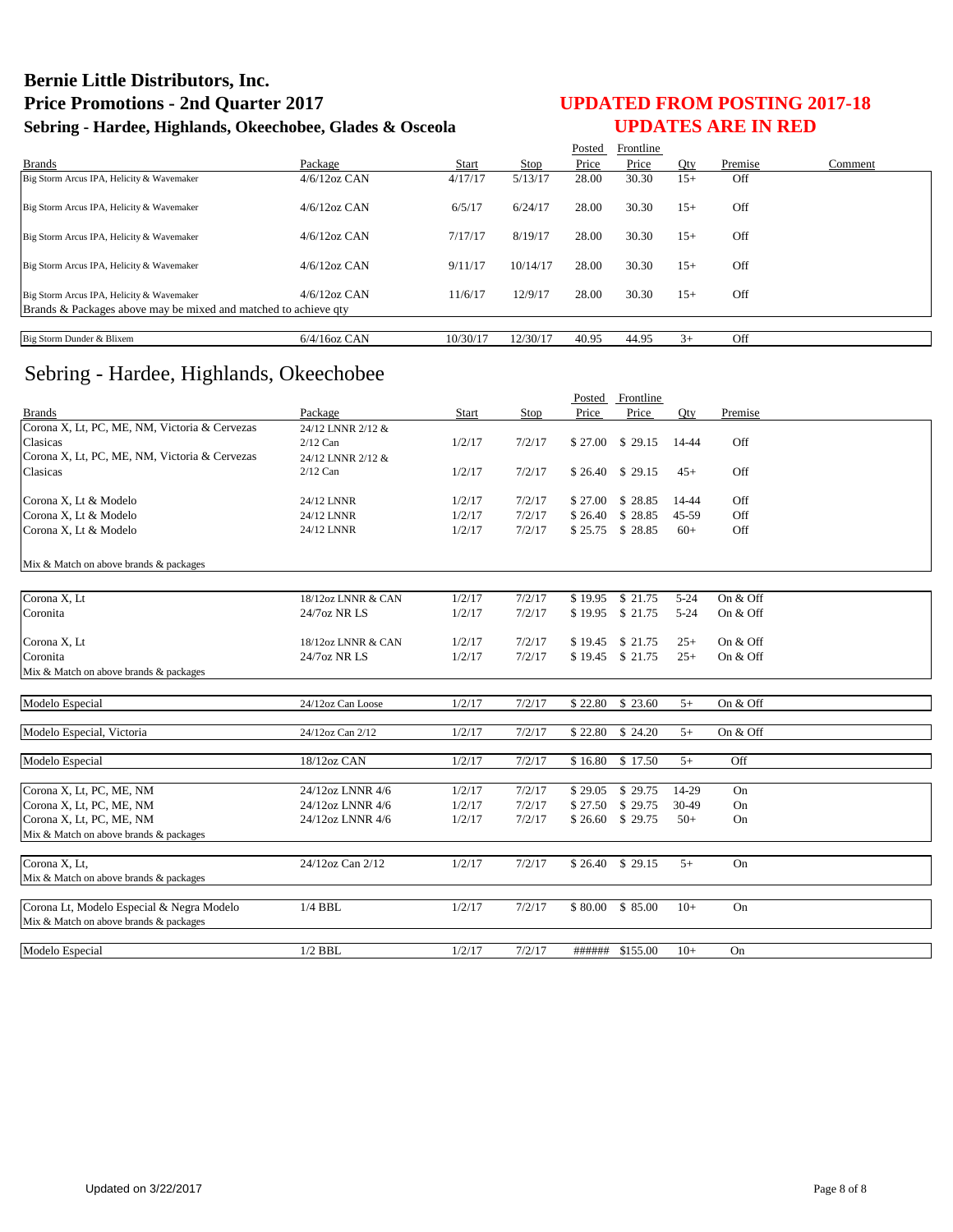# Bernie Little Distributors, Inc.
## Price Promotions - 2nd Quarter 2017
### Sebring - Hardee, Highlands, Okeechobee, Glades & Osceola

**UPDATED FROM POSTING 2017-18**
**UPDATES ARE IN RED**

| Brands | Package | Start | Stop | Posted Price | Frontline Price | Qty | Premise | Comment |
|---|---|---|---|---|---|---|---|---|
| Big Storm Arcus IPA, Helicity & Wavemaker | 4/6/12oz CAN | 4/17/17 | 5/13/17 | 28.00 | 30.30 | 15+ | Off | |
| Big Storm Arcus IPA, Helicity & Wavemaker | 4/6/12oz CAN | 6/5/17 | 6/24/17 | 28.00 | 30.30 | 15+ | Off | |
| Big Storm Arcus IPA, Helicity & Wavemaker | 4/6/12oz CAN | 7/17/17 | 8/19/17 | 28.00 | 30.30 | 15+ | Off | |
| Big Storm Arcus IPA, Helicity & Wavemaker | 4/6/12oz CAN | 9/11/17 | 10/14/17 | 28.00 | 30.30 | 15+ | Off | |
| Big Storm Arcus IPA, Helicity & Wavemaker | 4/6/12oz CAN | 11/6/17 | 12/9/17 | 28.00 | 30.30 | 15+ | Off | |
| Brands & Packages above may be mixed and matched to achieve qty | | | | | | | | |
| Big Storm Dunder & Blixem | 6/4/16oz CAN | 10/30/17 | 12/30/17 | 40.95 | 44.95 | 3+ | Off | |

## Sebring - Hardee, Highlands, Okeechobee

| Brands | Package | Start | Stop | Posted Price | Frontline Price | Qty | Premise |
|---|---|---|---|---|---|---|---|
| Corona X, Lt, PC, ME, NM, Victoria & Cervezas Clasicas | 24/12 LNNR 2/12 & 2/12 Can | 1/2/17 | 7/2/17 | $ 27.00 | $ 29.15 | 14-44 | Off |
| Corona X, Lt, PC, ME, NM, Victoria & Cervezas Clasicas | 24/12 LNNR 2/12 & 2/12 Can | 1/2/17 | 7/2/17 | $ 26.40 | $ 29.15 | 45+ | Off |
| Corona X, Lt & Modelo | 24/12 LNNR | 1/2/17 | 7/2/17 | $ 27.00 | $ 28.85 | 14-44 | Off |
| Corona X, Lt & Modelo | 24/12 LNNR | 1/2/17 | 7/2/17 | $ 26.40 | $ 28.85 | 45-59 | Off |
| Corona X, Lt & Modelo | 24/12 LNNR | 1/2/17 | 7/2/17 | $ 25.75 | $ 28.85 | 60+ | Off |
| Mix & Match on above brands & packages | | | | | | | |
| Corona X, Lt | 18/12oz LNNR & CAN | 1/2/17 | 7/2/17 | $ 19.95 | $ 21.75 | 5-24 | On & Off |
| Coronita | 24/7oz NR LS | 1/2/17 | 7/2/17 | $ 19.95 | $ 21.75 | 5-24 | On & Off |
| Corona X, Lt | 18/12oz LNNR & CAN | 1/2/17 | 7/2/17 | $ 19.45 | $ 21.75 | 25+ | On & Off |
| Coronita | 24/7oz NR LS | 1/2/17 | 7/2/17 | $ 19.45 | $ 21.75 | 25+ | On & Off |
| Mix & Match on above brands & packages | | | | | | | |
| Modelo Especial | 24/12oz Can Loose | 1/2/17 | 7/2/17 | $ 22.80 | $ 23.60 | 5+ | On & Off |
| Modelo Especial, Victoria | 24/12oz Can 2/12 | 1/2/17 | 7/2/17 | $ 22.80 | $ 24.20 | 5+ | On & Off |
| Modelo Especial | 18/12oz CAN | 1/2/17 | 7/2/17 | $ 16.80 | $ 17.50 | 5+ | Off |
| Corona X, Lt, PC, ME, NM | 24/12oz LNNR 4/6 | 1/2/17 | 7/2/17 | $ 29.05 | $ 29.75 | 14-29 | On |
| Corona X, Lt, PC, ME, NM | 24/12oz LNNR 4/6 | 1/2/17 | 7/2/17 | $ 27.50 | $ 29.75 | 30-49 | On |
| Corona X, Lt, PC, ME, NM | 24/12oz LNNR 4/6 | 1/2/17 | 7/2/17 | $ 26.60 | $ 29.75 | 50+ | On |
| Mix & Match on above brands & packages | | | | | | | |
| Corona X, Lt, | 24/12oz Can 2/12 | 1/2/17 | 7/2/17 | $ 26.40 | $ 29.15 | 5+ | On |
| Mix & Match on above brands & packages | | | | | | | |
| Corona Lt, Modelo Especial & Negra Modelo | 1/4 BBL | 1/2/17 | 7/2/17 | $ 80.00 | $ 85.00 | 10+ | On |
| Mix & Match on above brands & packages | | | | | | | |
| Modelo Especial | 1/2 BBL | 1/2/17 | 7/2/17 | ###### | $155.00 | 10+ | On |

Updated on 3/22/2017